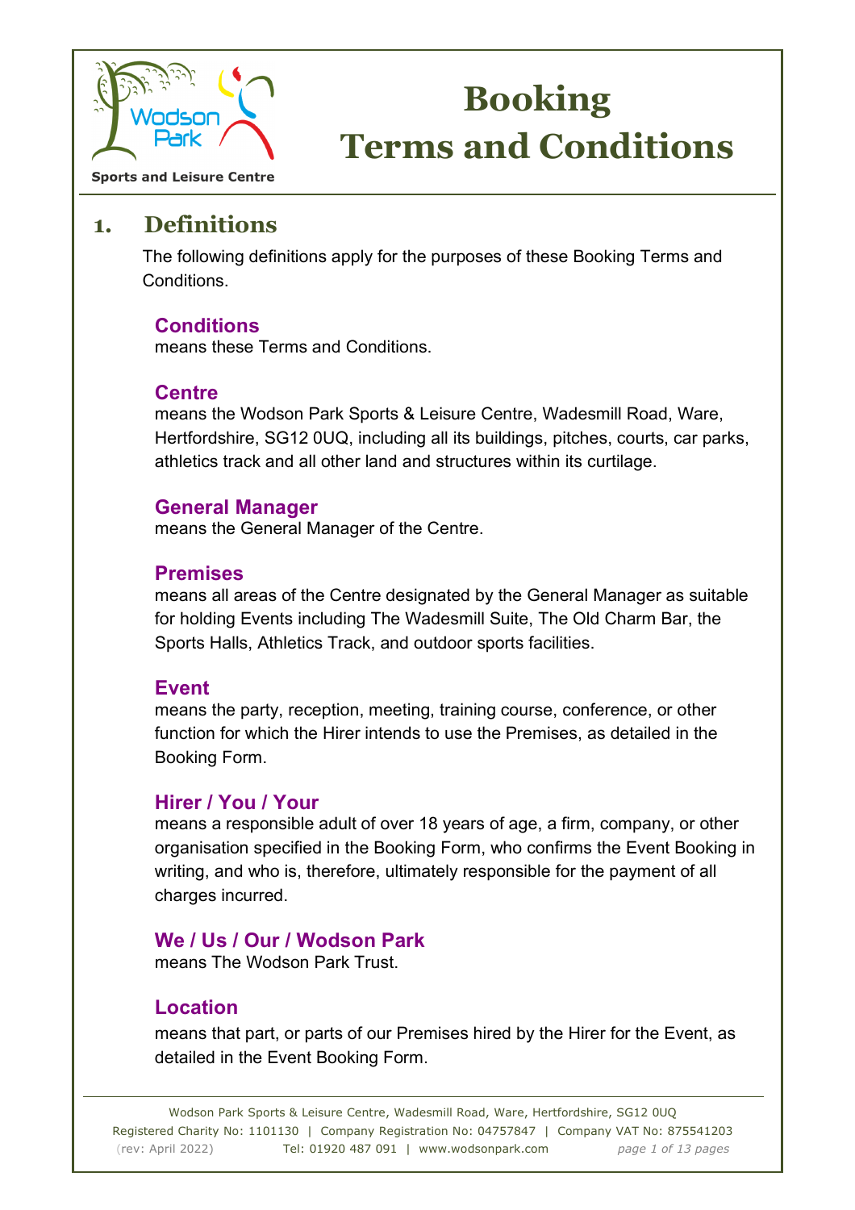Sports and Leisure Centre

# Booking Terms and Conditions

## 1. Definitions

The following definitions apply for the purposes of these Booking Terms and Conditions.

### Conditions
means these Terms and Conditions.

### Centre
means the Wodson Park Sports & Leisure Centre, Wadesmill Road, Ware, Hertfordshire, SG12 0UQ, including all its buildings, pitches, courts, car parks, athletics track and all other land and structures within its curtilage.

### General Manager
means the General Manager of the Centre.

### Premises
means all areas of the Centre designated by the General Manager as suitable for holding Events including The Wadesmill Suite, The Old Charm Bar, the Sports Halls, Athletics Track, and outdoor sports facilities.

### Event
means the party, reception, meeting, training course, conference, or other function for which the Hirer intends to use the Premises, as detailed in the Booking Form.

### Hirer / You / Your
means a responsible adult of over 18 years of age, a firm, company, or other organisation specified in the Booking Form, who confirms the Event Booking in writing, and who is, therefore, ultimately responsible for the payment of all charges incurred.

### We / Us / Our / Wodson Park
means The Wodson Park Trust.

### Location
means that part, or parts of our Premises hired by the Hirer for the Event, as detailed in the Event Booking Form.

Wodson Park Sports & Leisure Centre, Wadesmill Road, Ware, Hertfordshire, SG12 0UQ
Registered Charity No: 1101130 | Company Registration No: 04757847 | Company VAT No: 875541203
(rev: April 2022) Tel: 01920 487 091 | www.wodsonpark.com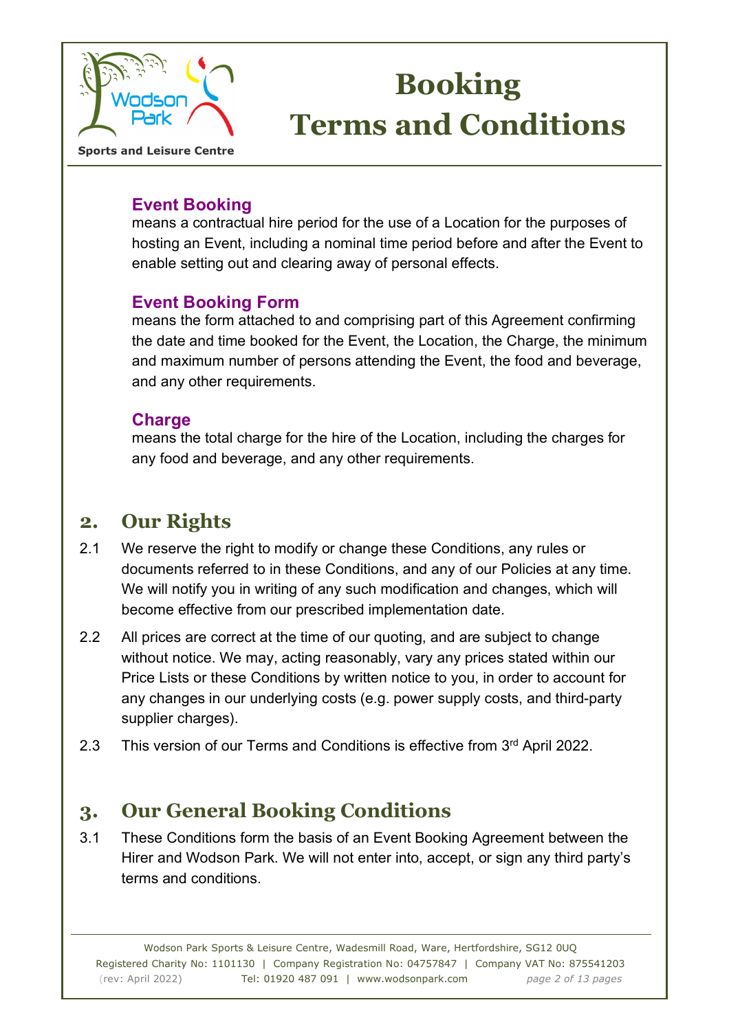### Event Booking

means a contractual hire period for the use of a Location for the purposes of hosting an Event, including a nominal time period before and after the Event to enable setting out and clearing away of personal effects.

### Event Booking Form

means the form attached to and comprising part of this Agreement confirming the date and time booked for the Event, the Location, the Charge, the minimum and maximum number of persons attending the Event, the food and beverage, and any other requirements.

### Charge

means the total charge for the hire of the Location, including the charges for any food and beverage, and any other requirements.

## 2. Our Rights

2.1 We reserve the right to modify or change these Conditions, any rules or documents referred to in these Conditions, and any of our Policies at any time. We will notify you in writing of any such modification and changes, which will become effective from our prescribed implementation date.

2.2 All prices are correct at the time of our quoting, and are subject to change without notice. We may, acting reasonably, vary any prices stated within our Price Lists or these Conditions by written notice to you, in order to account for any changes in our underlying costs (e.g. power supply costs, and third-party supplier charges).

2.3 This version of our Terms and Conditions is effective from 3rd April 2022.

## 3. Our General Booking Conditions

3.1 These Conditions form the basis of an Event Booking Agreement between the Hirer and Wodson Park. We will not enter into, accept, or sign any third party's terms and conditions.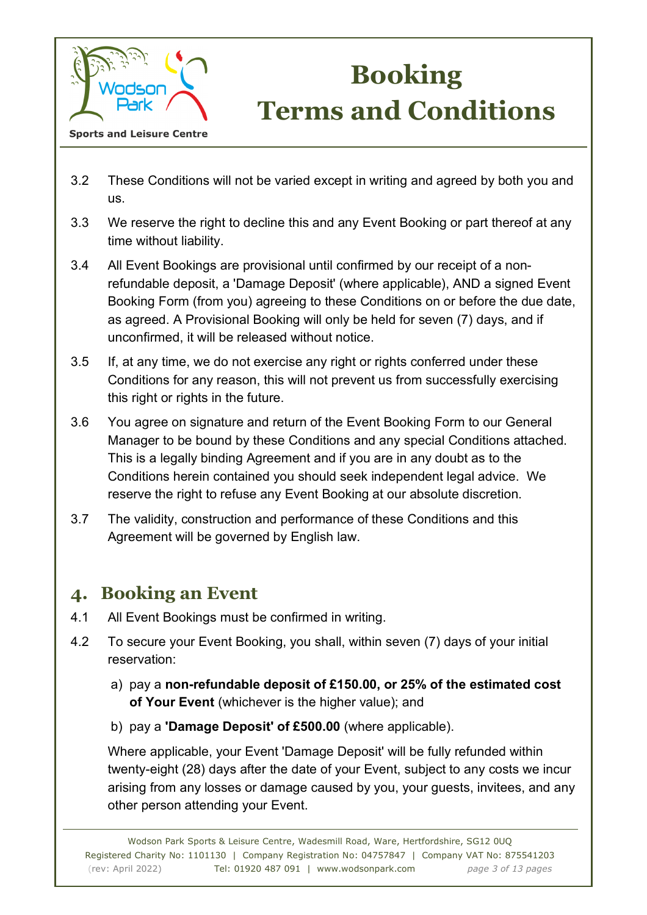3.2 These Conditions will not be varied except in writing and agreed by both you and us.

3.3 We reserve the right to decline this and any Event Booking or part thereof at any time without liability.

3.4 All Event Bookings are provisional until confirmed by our receipt of a non-refundable deposit, a 'Damage Deposit' (where applicable), AND a signed Event Booking Form (from you) agreeing to these Conditions on or before the due date, as agreed. A Provisional Booking will only be held for seven (7) days, and if unconfirmed, it will be released without notice.

3.5 If, at any time, we do not exercise any right or rights conferred under these Conditions for any reason, this will not prevent us from successfully exercising this right or rights in the future.

3.6 You agree on signature and return of the Event Booking Form to our General Manager to be bound by these Conditions and any special Conditions attached. This is a legally binding Agreement and if you are in any doubt as to the Conditions herein contained you should seek independent legal advice. We reserve the right to refuse any Event Booking at our absolute discretion.

3.7 The validity, construction and performance of these Conditions and this Agreement will be governed by English law.

## 4. Booking an Event

4.1 All Event Bookings must be confirmed in writing.

4.2 To secure your Event Booking, you shall, within seven (7) days of your initial reservation:

a) pay a **non-refundable deposit of £150.00, or 25% of the estimated cost of Your Event** (whichever is the higher value); and

b) pay a **'Damage Deposit' of £500.00** (where applicable).

Where applicable, your Event 'Damage Deposit' will be fully refunded within twenty-eight (28) days after the date of your Event, subject to any costs we incur arising from any losses or damage caused by you, your guests, invitees, and any other person attending your Event.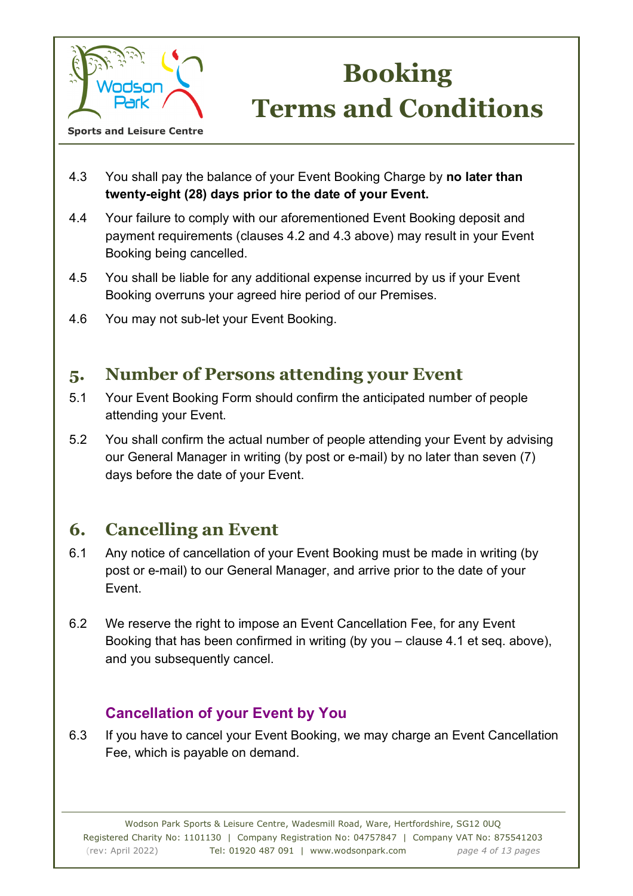4.3 You shall pay the balance of your Event Booking Charge by **no later than twenty-eight (28) days prior to the date of your Event.**

4.4 Your failure to comply with our aforementioned Event Booking deposit and payment requirements (clauses 4.2 and 4.3 above) may result in your Event Booking being cancelled.

4.5 You shall be liable for any additional expense incurred by us if your Event Booking overruns your agreed hire period of our Premises.

4.6 You may not sub-let your Event Booking.

## 5. Number of Persons attending your Event

5.1 Your Event Booking Form should confirm the anticipated number of people attending your Event.

5.2 You shall confirm the actual number of people attending your Event by advising our General Manager in writing (by post or e-mail) by no later than seven (7) days before the date of your Event.

## 6. Cancelling an Event

6.1 Any notice of cancellation of your Event Booking must be made in writing (by post or e-mail) to our General Manager, and arrive prior to the date of your Event.

6.2 We reserve the right to impose an Event Cancellation Fee, for any Event Booking that has been confirmed in writing (by you – clause 4.1 et seq. above), and you subsequently cancel.

### Cancellation of your Event by You

6.3 If you have to cancel your Event Booking, we may charge an Event Cancellation Fee, which is payable on demand.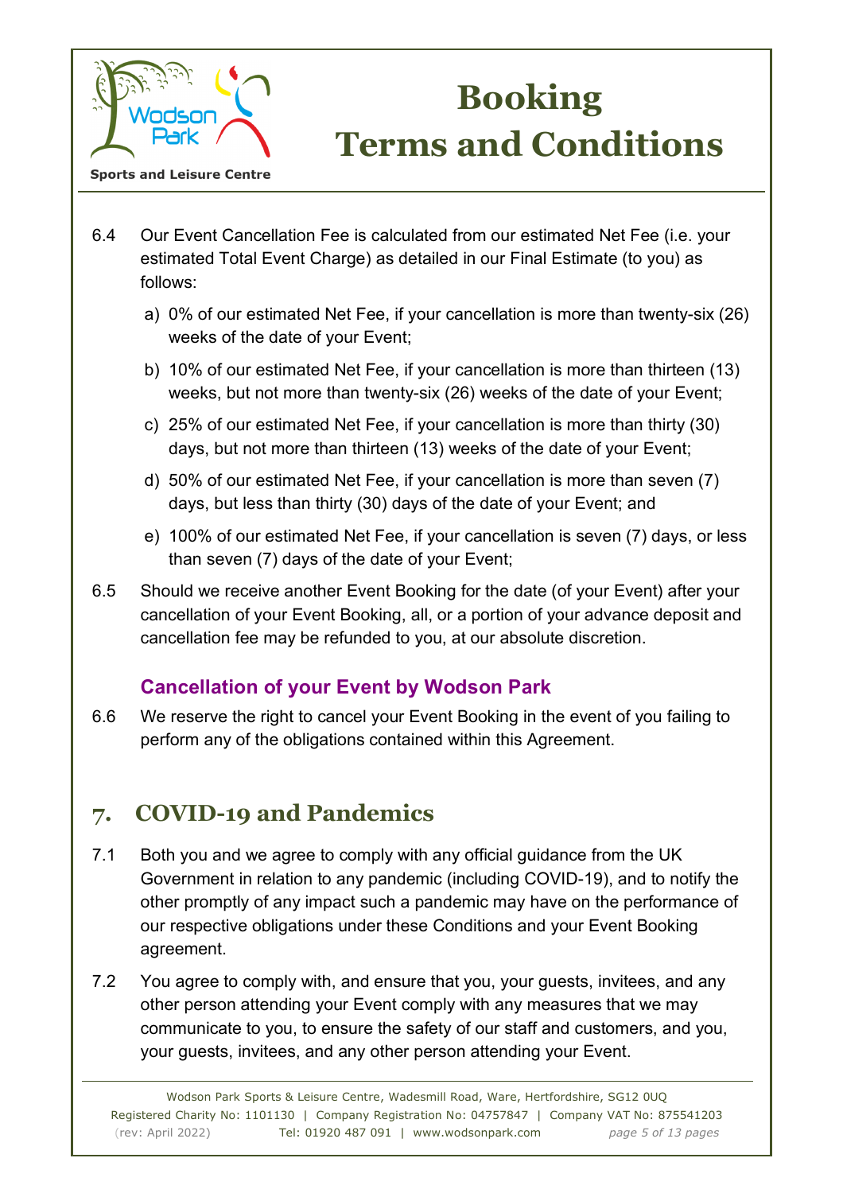6.4 Our Event Cancellation Fee is calculated from our estimated Net Fee (i.e. your estimated Total Event Charge) as detailed in our Final Estimate (to you) as follows:

a) 0% of our estimated Net Fee, if your cancellation is more than twenty-six (26) weeks of the date of your Event;

b) 10% of our estimated Net Fee, if your cancellation is more than thirteen (13) weeks, but not more than twenty-six (26) weeks of the date of your Event;

c) 25% of our estimated Net Fee, if your cancellation is more than thirty (30) days, but not more than thirteen (13) weeks of the date of your Event;

d) 50% of our estimated Net Fee, if your cancellation is more than seven (7) days, but less than thirty (30) days of the date of your Event; and

e) 100% of our estimated Net Fee, if your cancellation is seven (7) days, or less than seven (7) days of the date of your Event;

6.5 Should we receive another Event Booking for the date (of your Event) after your cancellation of your Event Booking, all, or a portion of your advance deposit and cancellation fee may be refunded to you, at our absolute discretion.

### Cancellation of your Event by Wodson Park

6.6 We reserve the right to cancel your Event Booking in the event of you failing to perform any of the obligations contained within this Agreement.

## 7. COVID-19 and Pandemics

7.1 Both you and we agree to comply with any official guidance from the UK Government in relation to any pandemic (including COVID-19), and to notify the other promptly of any impact such a pandemic may have on the performance of our respective obligations under these Conditions and your Event Booking agreement.

7.2 You agree to comply with, and ensure that you, your guests, invitees, and any other person attending your Event comply with any measures that we may communicate to you, to ensure the safety of our staff and customers, and you, your guests, invitees, and any other person attending your Event.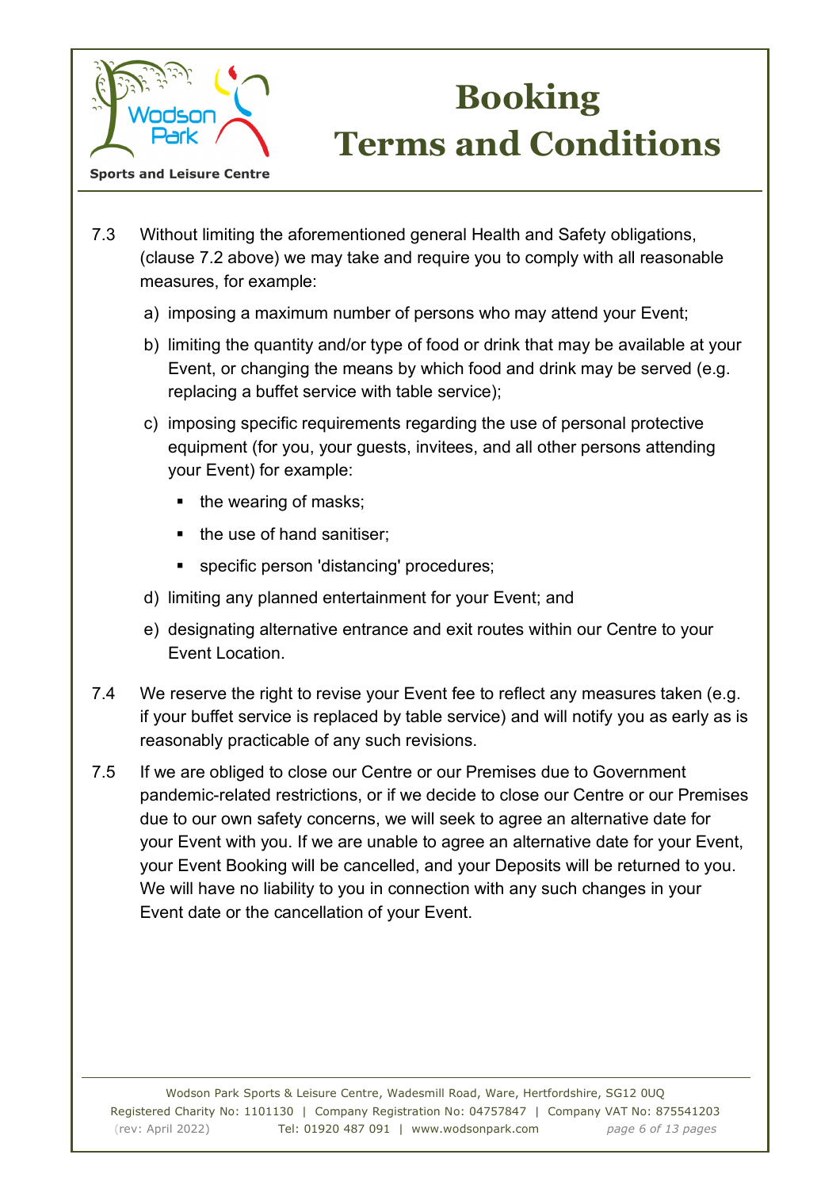7.3 Without limiting the aforementioned general Health and Safety obligations, (clause 7.2 above) we may take and require you to comply with all reasonable measures, for example:

a) imposing a maximum number of persons who may attend your Event;

b) limiting the quantity and/or type of food or drink that may be available at your Event, or changing the means by which food and drink may be served (e.g. replacing a buffet service with table service);

c) imposing specific requirements regarding the use of personal protective equipment (for you, your guests, invitees, and all other persons attending your Event) for example:

   - the wearing of masks;
   - the use of hand sanitiser;
   - specific person 'distancing' procedures;

d) limiting any planned entertainment for your Event; and

e) designating alternative entrance and exit routes within our Centre to your Event Location.

7.4 We reserve the right to revise your Event fee to reflect any measures taken (e.g. if your buffet service is replaced by table service) and will notify you as early as is reasonably practicable of any such revisions.

7.5 If we are obliged to close our Centre or our Premises due to Government pandemic-related restrictions, or if we decide to close our Centre or our Premises due to our own safety concerns, we will seek to agree an alternative date for your Event with you. If we are unable to agree an alternative date for your Event, your Event Booking will be cancelled, and your Deposits will be returned to you. We will have no liability to you in connection with any such changes in your Event date or the cancellation of your Event.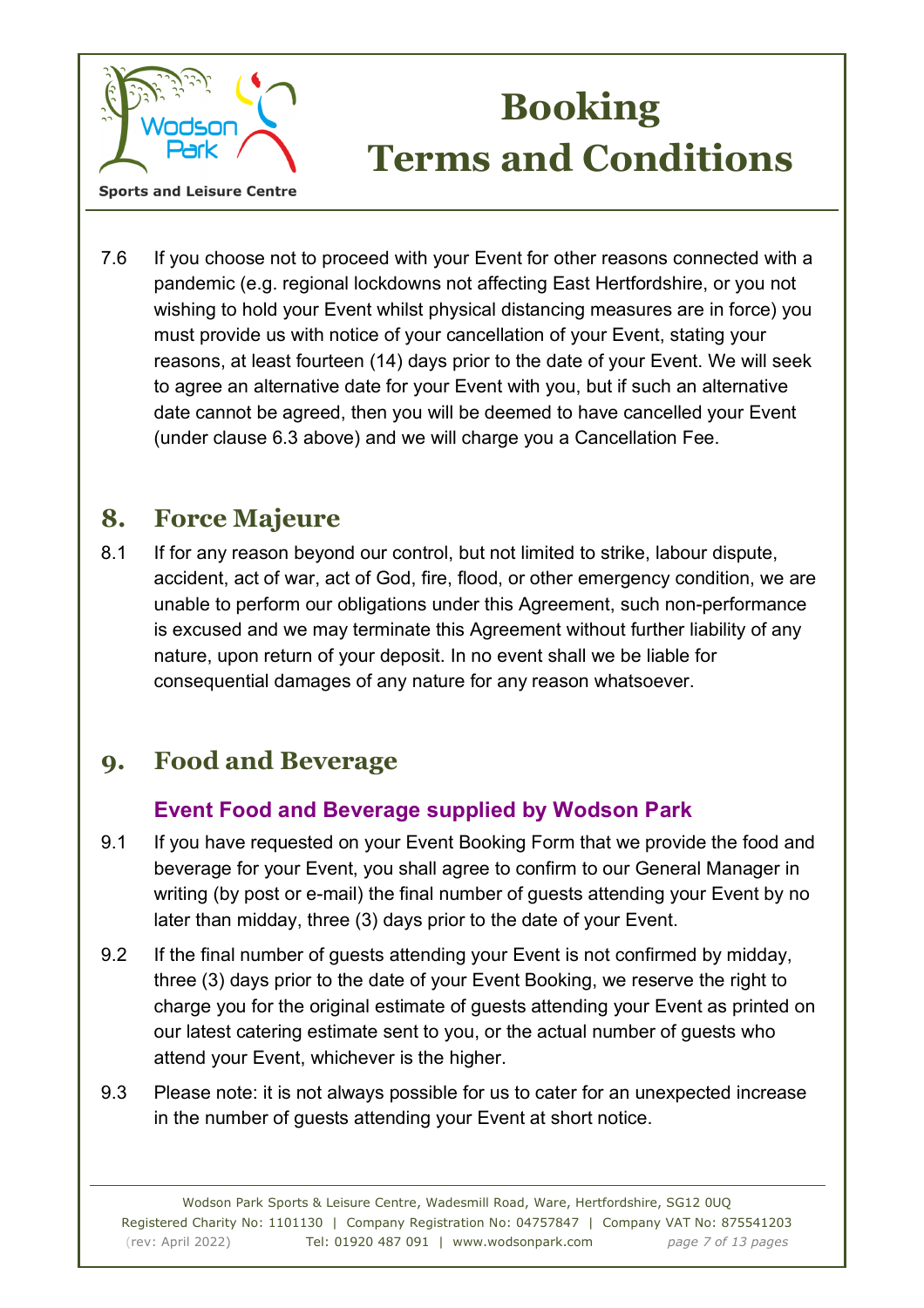7.6 If you choose not to proceed with your Event for other reasons connected with a pandemic (e.g. regional lockdowns not affecting East Hertfordshire, or you not wishing to hold your Event whilst physical distancing measures are in force) you must provide us with notice of your cancellation of your Event, stating your reasons, at least fourteen (14) days prior to the date of your Event. We will seek to agree an alternative date for your Event with you, but if such an alternative date cannot be agreed, then you will be deemed to have cancelled your Event (under clause 6.3 above) and we will charge you a Cancellation Fee.

## 8. Force Majeure

8.1 If for any reason beyond our control, but not limited to strike, labour dispute, accident, act of war, act of God, fire, flood, or other emergency condition, we are unable to perform our obligations under this Agreement, such non-performance is excused and we may terminate this Agreement without further liability of any nature, upon return of your deposit. In no event shall we be liable for consequential damages of any nature for any reason whatsoever.

## 9. Food and Beverage

### Event Food and Beverage supplied by Wodson Park

9.1 If you have requested on your Event Booking Form that we provide the food and beverage for your Event, you shall agree to confirm to our General Manager in writing (by post or e-mail) the final number of guests attending your Event by no later than midday, three (3) days prior to the date of your Event.

9.2 If the final number of guests attending your Event is not confirmed by midday, three (3) days prior to the date of your Event Booking, we reserve the right to charge you for the original estimate of guests attending your Event as printed on our latest catering estimate sent to you, or the actual number of guests who attend your Event, whichever is the higher.

9.3 Please note: it is not always possible for us to cater for an unexpected increase in the number of guests attending your Event at short notice.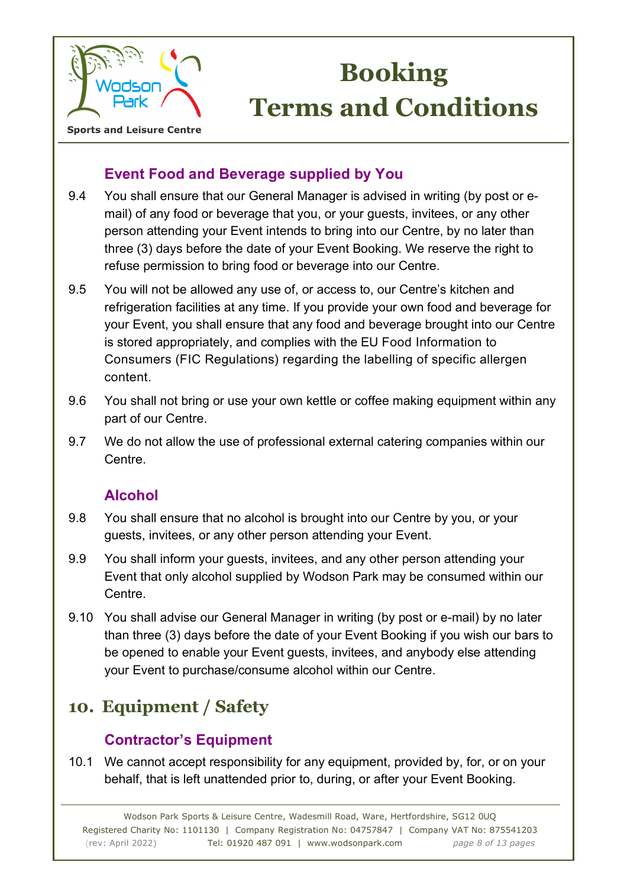### Event Food and Beverage supplied by You

9.4 You shall ensure that our General Manager is advised in writing (by post or e-mail) of any food or beverage that you, or your guests, invitees, or any other person attending your Event intends to bring into our Centre, by no later than three (3) days before the date of your Event Booking. We reserve the right to refuse permission to bring food or beverage into our Centre.

9.5 You will not be allowed any use of, or access to, our Centre's kitchen and refrigeration facilities at any time. If you provide your own food and beverage for your Event, you shall ensure that any food and beverage brought into our Centre is stored appropriately, and complies with the EU Food Information to Consumers (FIC Regulations) regarding the labelling of specific allergen content.

9.6 You shall not bring or use your own kettle or coffee making equipment within any part of our Centre.

9.7 We do not allow the use of professional external catering companies within our Centre.

### Alcohol

9.8 You shall ensure that no alcohol is brought into our Centre by you, or your guests, invitees, or any other person attending your Event.

9.9 You shall inform your guests, invitees, and any other person attending your Event that only alcohol supplied by Wodson Park may be consumed within our Centre.

9.10 You shall advise our General Manager in writing (by post or e-mail) by no later than three (3) days before the date of your Event Booking if you wish our bars to be opened to enable your Event guests, invitees, and anybody else attending your Event to purchase/consume alcohol within our Centre.

## 10. Equipment / Safety

### Contractor's Equipment

10.1 We cannot accept responsibility for any equipment, provided by, for, or on your behalf, that is left unattended prior to, during, or after your Event Booking.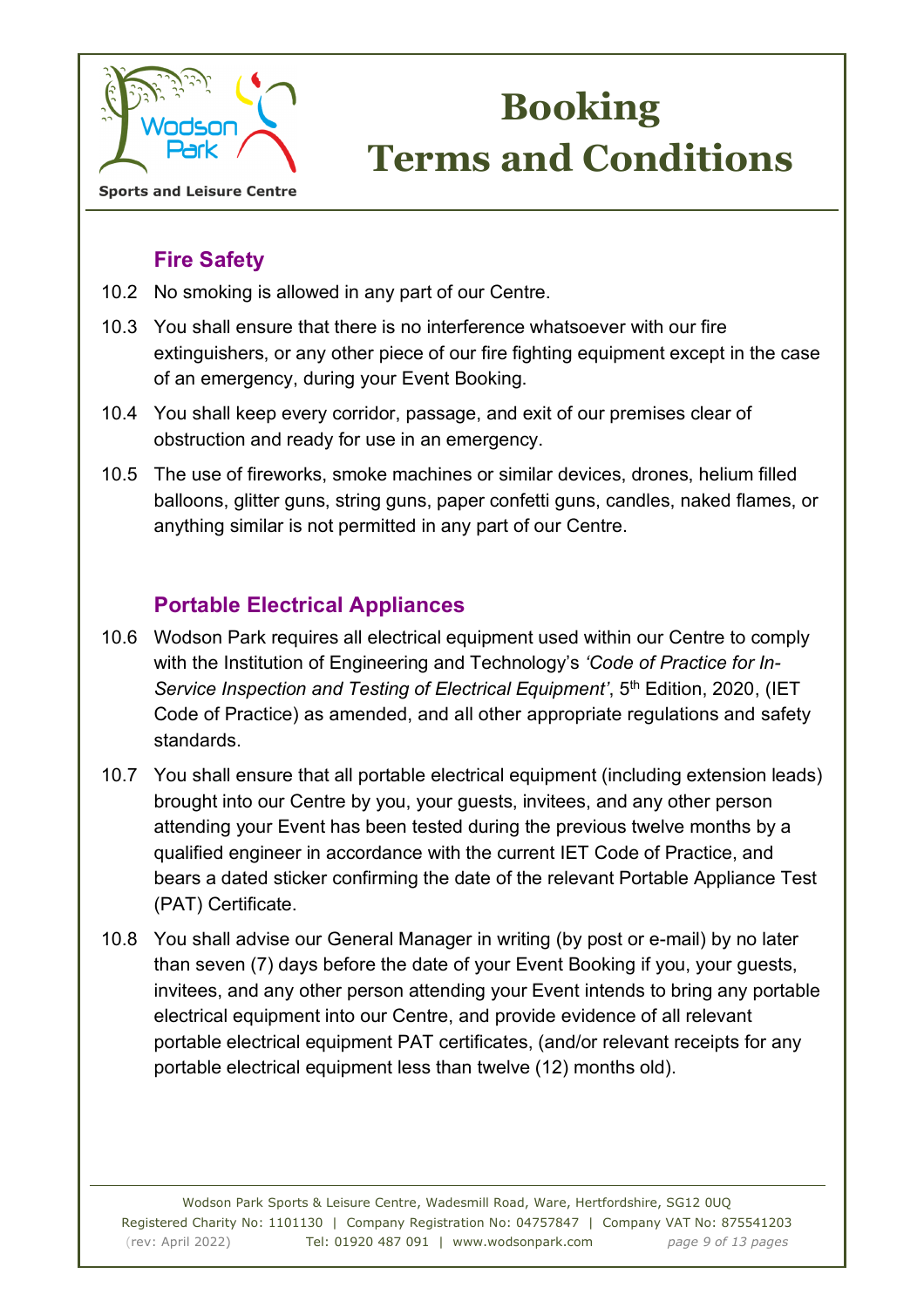## Fire Safety

10.2 No smoking is allowed in any part of our Centre.

10.3 You shall ensure that there is no interference whatsoever with our fire extinguishers, or any other piece of our fire fighting equipment except in the case of an emergency, during your Event Booking.

10.4 You shall keep every corridor, passage, and exit of our premises clear of obstruction and ready for use in an emergency.

10.5 The use of fireworks, smoke machines or similar devices, drones, helium filled balloons, glitter guns, string guns, paper confetti guns, candles, naked flames, or anything similar is not permitted in any part of our Centre.

## Portable Electrical Appliances

10.6 Wodson Park requires all electrical equipment used within our Centre to comply with the Institution of Engineering and Technology's *'Code of Practice for In-Service Inspection and Testing of Electrical Equipment'*, 5th Edition, 2020, (IET Code of Practice) as amended, and all other appropriate regulations and safety standards.

10.7 You shall ensure that all portable electrical equipment (including extension leads) brought into our Centre by you, your guests, invitees, and any other person attending your Event has been tested during the previous twelve months by a qualified engineer in accordance with the current IET Code of Practice, and bears a dated sticker confirming the date of the relevant Portable Appliance Test (PAT) Certificate.

10.8 You shall advise our General Manager in writing (by post or e-mail) by no later than seven (7) days before the date of your Event Booking if you, your guests, invitees, and any other person attending your Event intends to bring any portable electrical equipment into our Centre, and provide evidence of all relevant portable electrical equipment PAT certificates, (and/or relevant receipts for any portable electrical equipment less than twelve (12) months old).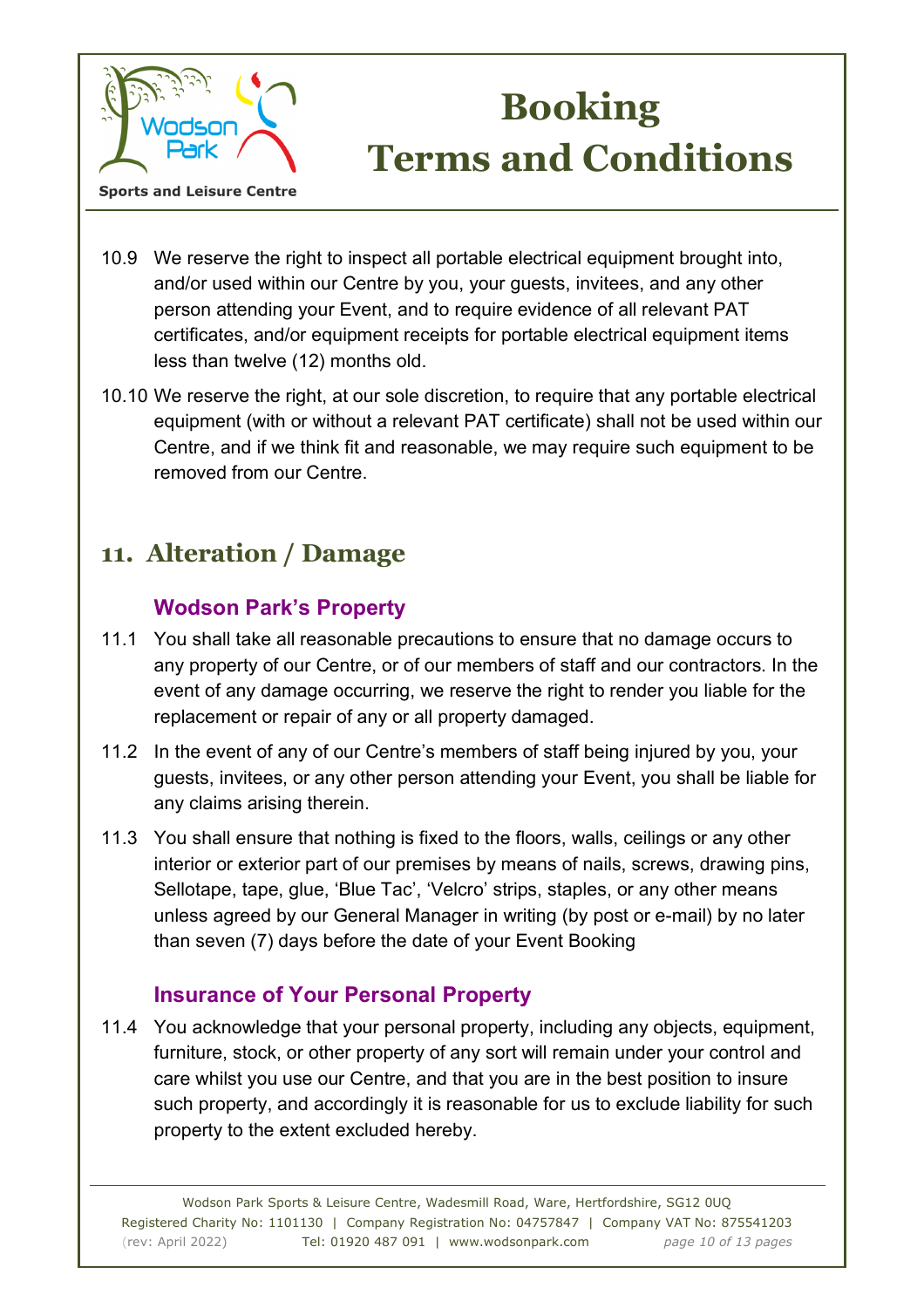10.9 We reserve the right to inspect all portable electrical equipment brought into, and/or used within our Centre by you, your guests, invitees, and any other person attending your Event, and to require evidence of all relevant PAT certificates, and/or equipment receipts for portable electrical equipment items less than twelve (12) months old.

10.10 We reserve the right, at our sole discretion, to require that any portable electrical equipment (with or without a relevant PAT certificate) shall not be used within our Centre, and if we think fit and reasonable, we may require such equipment to be removed from our Centre.

## 11. Alteration / Damage

### Wodson Park's Property

11.1 You shall take all reasonable precautions to ensure that no damage occurs to any property of our Centre, or of our members of staff and our contractors. In the event of any damage occurring, we reserve the right to render you liable for the replacement or repair of any or all property damaged.

11.2 In the event of any of our Centre's members of staff being injured by you, your guests, invitees, or any other person attending your Event, you shall be liable for any claims arising therein.

11.3 You shall ensure that nothing is fixed to the floors, walls, ceilings or any other interior or exterior part of our premises by means of nails, screws, drawing pins, Sellotape, tape, glue, 'Blue Tac', 'Velcro' strips, staples, or any other means unless agreed by our General Manager in writing (by post or e-mail) by no later than seven (7) days before the date of your Event Booking

### Insurance of Your Personal Property

11.4 You acknowledge that your personal property, including any objects, equipment, furniture, stock, or other property of any sort will remain under your control and care whilst you use our Centre, and that you are in the best position to insure such property, and accordingly it is reasonable for us to exclude liability for such property to the extent excluded hereby.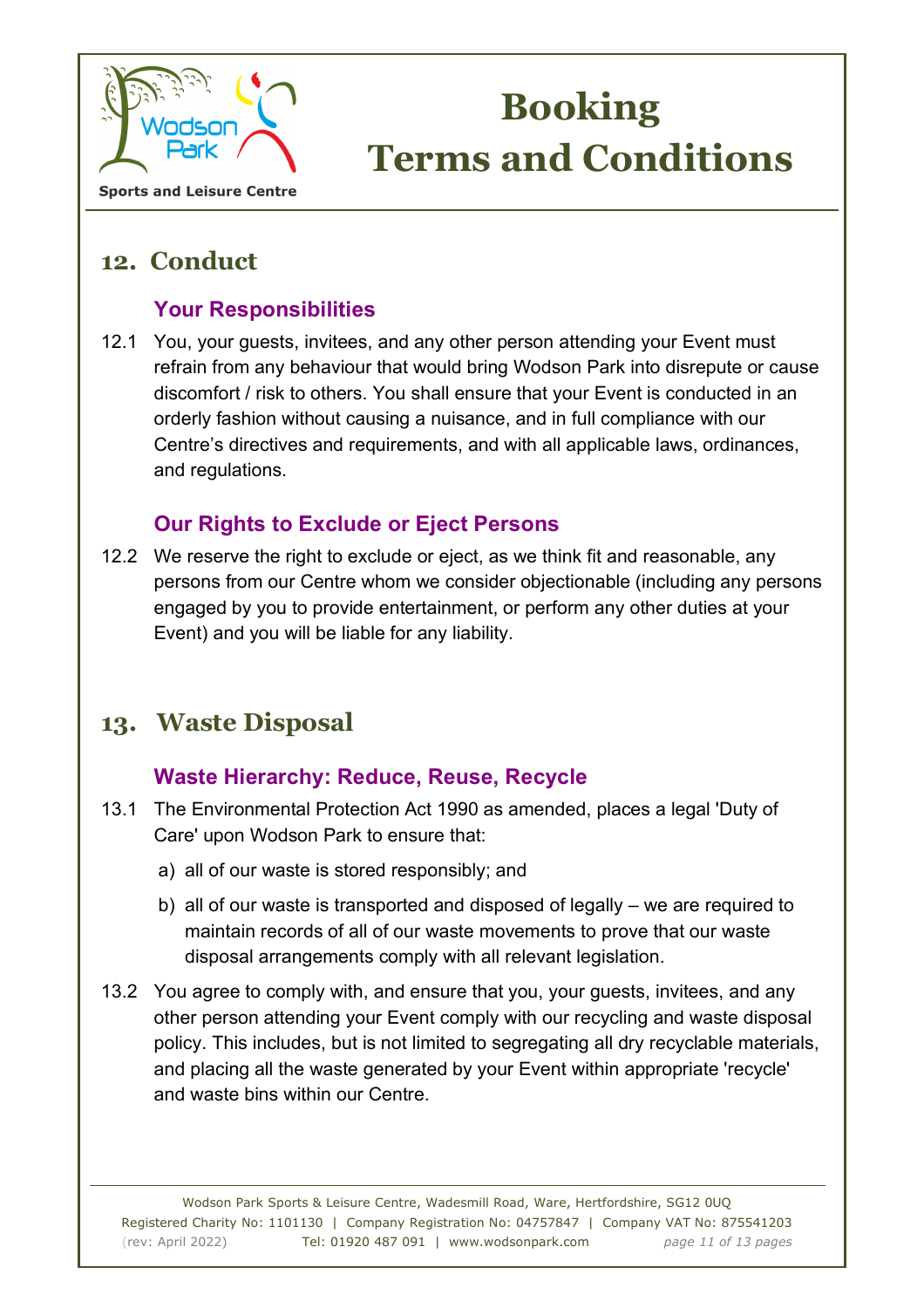## 12. Conduct

### Your Responsibilities

12.1 You, your guests, invitees, and any other person attending your Event must refrain from any behaviour that would bring Wodson Park into disrepute or cause discomfort / risk to others. You shall ensure that your Event is conducted in an orderly fashion without causing a nuisance, and in full compliance with our Centre's directives and requirements, and with all applicable laws, ordinances, and regulations.

### Our Rights to Exclude or Eject Persons

12.2 We reserve the right to exclude or eject, as we think fit and reasonable, any persons from our Centre whom we consider objectionable (including any persons engaged by you to provide entertainment, or perform any other duties at your Event) and you will be liable for any liability.

## 13. Waste Disposal

### Waste Hierarchy: Reduce, Reuse, Recycle

13.1 The Environmental Protection Act 1990 as amended, places a legal 'Duty of Care' upon Wodson Park to ensure that:

a) all of our waste is stored responsibly; and

b) all of our waste is transported and disposed of legally – we are required to maintain records of all of our waste movements to prove that our waste disposal arrangements comply with all relevant legislation.

13.2 You agree to comply with, and ensure that you, your guests, invitees, and any other person attending your Event comply with our recycling and waste disposal policy. This includes, but is not limited to segregating all dry recyclable materials, and placing all the waste generated by your Event within appropriate 'recycle' and waste bins within our Centre.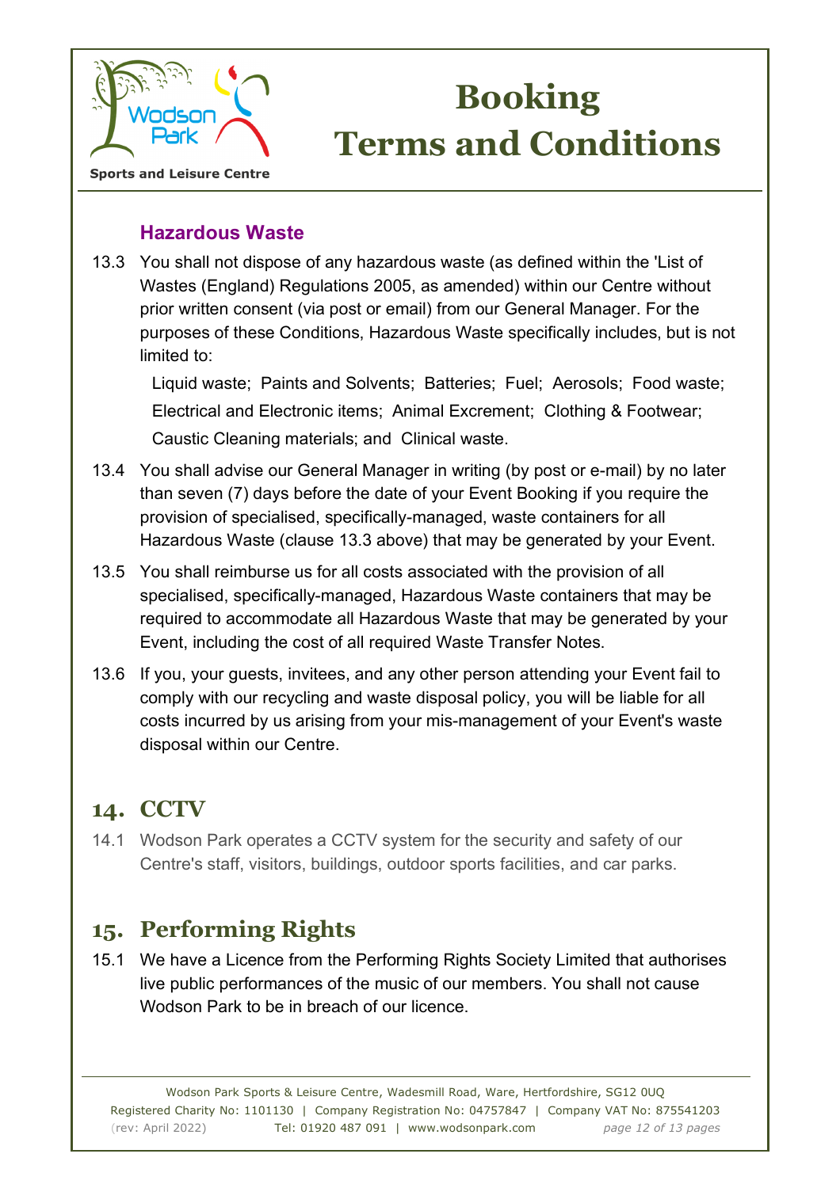### Hazardous Waste

13.3 You shall not dispose of any hazardous waste (as defined within the 'List of Wastes (England) Regulations 2005, as amended) within our Centre without prior written consent (via post or email) from our General Manager. For the purposes of these Conditions, Hazardous Waste specifically includes, but is not limited to:

Liquid waste; Paints and Solvents; Batteries; Fuel; Aerosols; Food waste; Electrical and Electronic items; Animal Excrement; Clothing & Footwear; Caustic Cleaning materials; and Clinical waste.

13.4 You shall advise our General Manager in writing (by post or e-mail) by no later than seven (7) days before the date of your Event Booking if you require the provision of specialised, specifically-managed, waste containers for all Hazardous Waste (clause 13.3 above) that may be generated by your Event.

13.5 You shall reimburse us for all costs associated with the provision of all specialised, specifically-managed, Hazardous Waste containers that may be required to accommodate all Hazardous Waste that may be generated by your Event, including the cost of all required Waste Transfer Notes.

13.6 If you, your guests, invitees, and any other person attending your Event fail to comply with our recycling and waste disposal policy, you will be liable for all costs incurred by us arising from your mis-management of your Event's waste disposal within our Centre.

## 14. CCTV

14.1 Wodson Park operates a CCTV system for the security and safety of our Centre's staff, visitors, buildings, outdoor sports facilities, and car parks.

## 15. Performing Rights

15.1 We have a Licence from the Performing Rights Society Limited that authorises live public performances of the music of our members. You shall not cause Wodson Park to be in breach of our licence.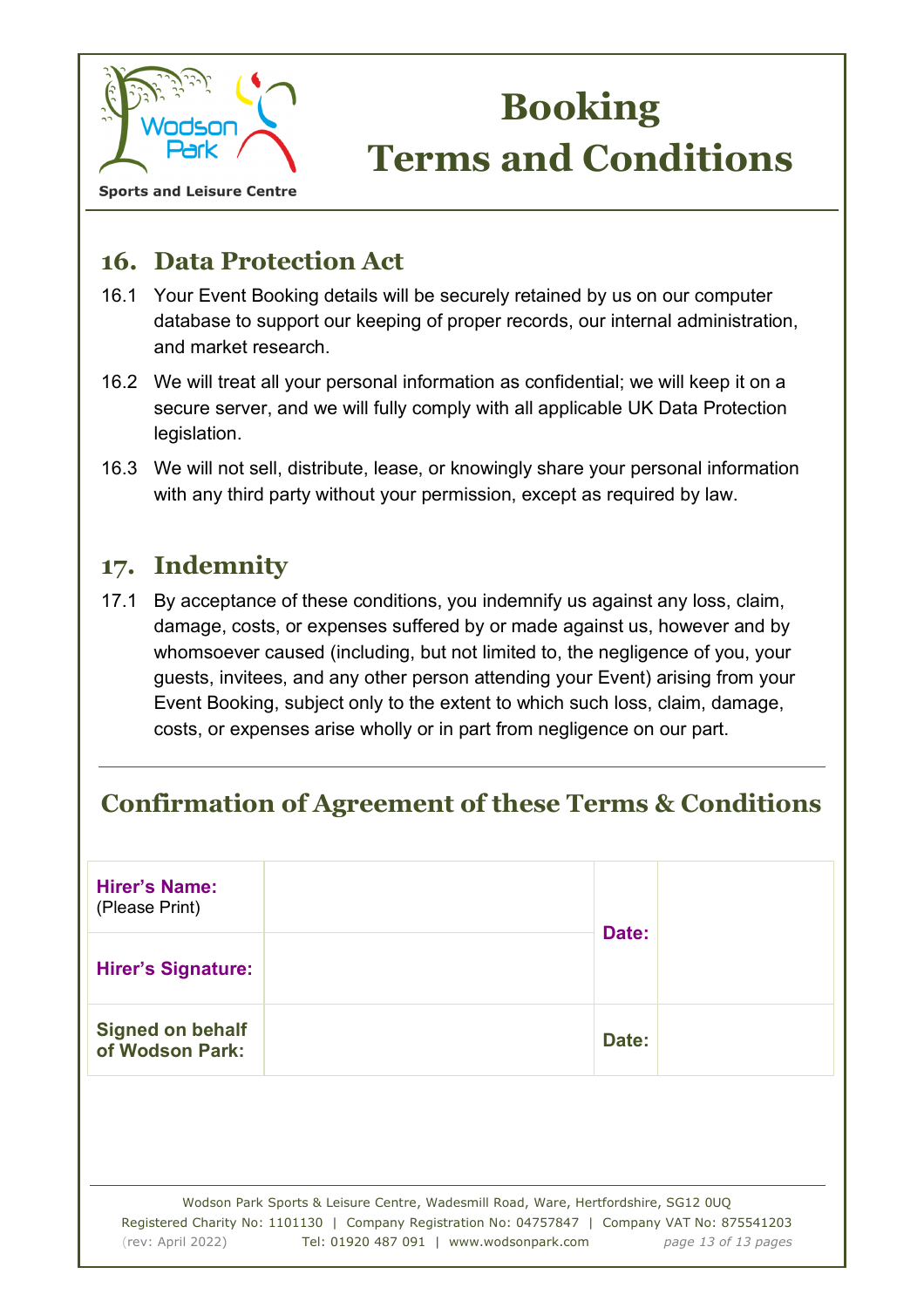## 16. Data Protection Act

16.1 Your Event Booking details will be securely retained by us on our computer database to support our keeping of proper records, our internal administration, and market research.

16.2 We will treat all your personal information as confidential; we will keep it on a secure server, and we will fully comply with all applicable UK Data Protection legislation.

16.3 We will not sell, distribute, lease, or knowingly share your personal information with any third party without your permission, except as required by law.

## 17. Indemnity

17.1 By acceptance of these conditions, you indemnify us against any loss, claim, damage, costs, or expenses suffered by or made against us, however and by whomsoever caused (including, but not limited to, the negligence of you, your guests, invitees, and any other person attending your Event) arising from your Event Booking, subject only to the extent to which such loss, claim, damage, costs, or expenses arise wholly or in part from negligence on our part.

## Confirmation of Agreement of these Terms & Conditions

| | | | |
|---|---|---|---|
| **Hirer's Name:** (Please Print) | | **Date:** | |
| **Hirer's Signature:** | | | |
| **Signed on behalf of Wodson Park:** | | **Date:** | |

Wodson Park Sports & Leisure Centre, Wadesmill Road, Ware, Hertfordshire, SG12 0UQ
Registered Charity No: 1101130 | Company Registration No: 04757847 | Company VAT No: 875541203
(rev: April 2022) Tel: 01920 487 091 | www.wodsonpark.com